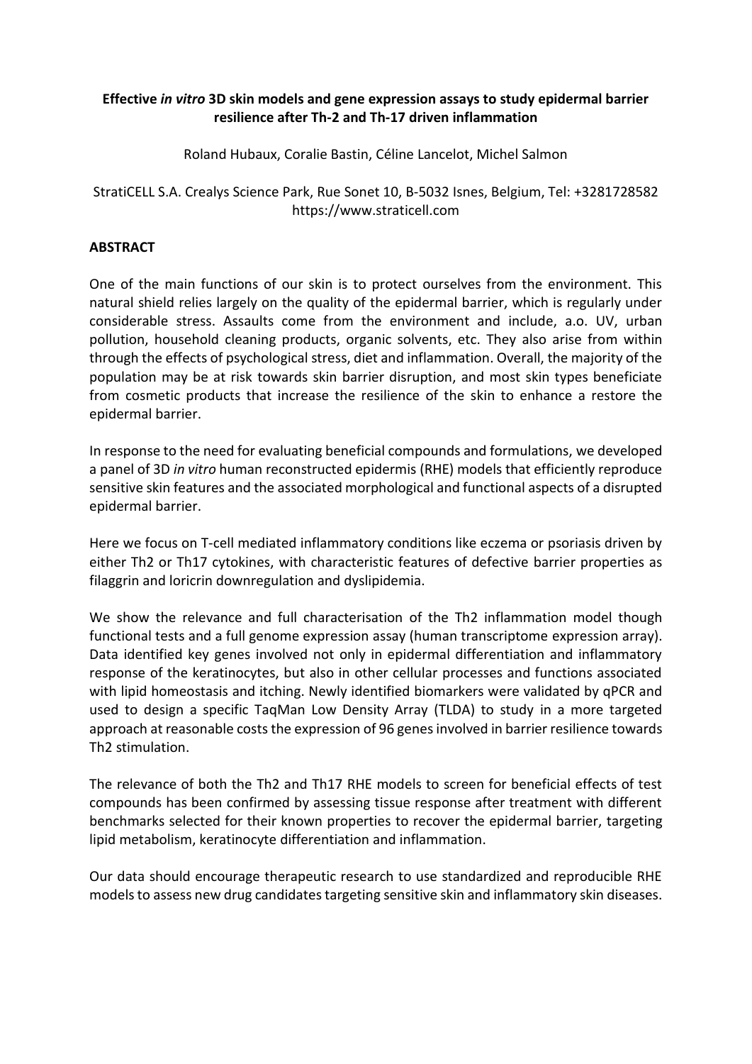# Effective *in vitro* 3D skin models and gene expression assays to study epidermal barrier resilience after Th-2 and Th-17 driven inflammation

Roland Hubaux, Coralie Bastin, Céline Lancelot, Michel Salmon

StratiCELL S.A. Crealys Science Park, Rue Sonet 10, B-5032 Isnes, Belgium, Tel: +3281728582
https://www.straticell.com

## ABSTRACT

One of the main functions of our skin is to protect ourselves from the environment. This natural shield relies largely on the quality of the epidermal barrier, which is regularly under considerable stress. Assaults come from the environment and include, a.o. UV, urban pollution, household cleaning products, organic solvents, etc. They also arise from within through the effects of psychological stress, diet and inflammation. Overall, the majority of the population may be at risk towards skin barrier disruption, and most skin types beneficiate from cosmetic products that increase the resilience of the skin to enhance a restore the epidermal barrier.

In response to the need for evaluating beneficial compounds and formulations, we developed a panel of 3D *in vitro* human reconstructed epidermis (RHE) models that efficiently reproduce sensitive skin features and the associated morphological and functional aspects of a disrupted epidermal barrier.

Here we focus on T-cell mediated inflammatory conditions like eczema or psoriasis driven by either Th2 or Th17 cytokines, with characteristic features of defective barrier properties as filaggrin and loricrin downregulation and dyslipidemia.

We show the relevance and full characterisation of the Th2 inflammation model though functional tests and a full genome expression assay (human transcriptome expression array). Data identified key genes involved not only in epidermal differentiation and inflammatory response of the keratinocytes, but also in other cellular processes and functions associated with lipid homeostasis and itching. Newly identified biomarkers were validated by qPCR and used to design a specific TaqMan Low Density Array (TLDA) to study in a more targeted approach at reasonable costs the expression of 96 genes involved in barrier resilience towards Th2 stimulation.

The relevance of both the Th2 and Th17 RHE models to screen for beneficial effects of test compounds has been confirmed by assessing tissue response after treatment with different benchmarks selected for their known properties to recover the epidermal barrier, targeting lipid metabolism, keratinocyte differentiation and inflammation.

Our data should encourage therapeutic research to use standardized and reproducible RHE models to assess new drug candidates targeting sensitive skin and inflammatory skin diseases.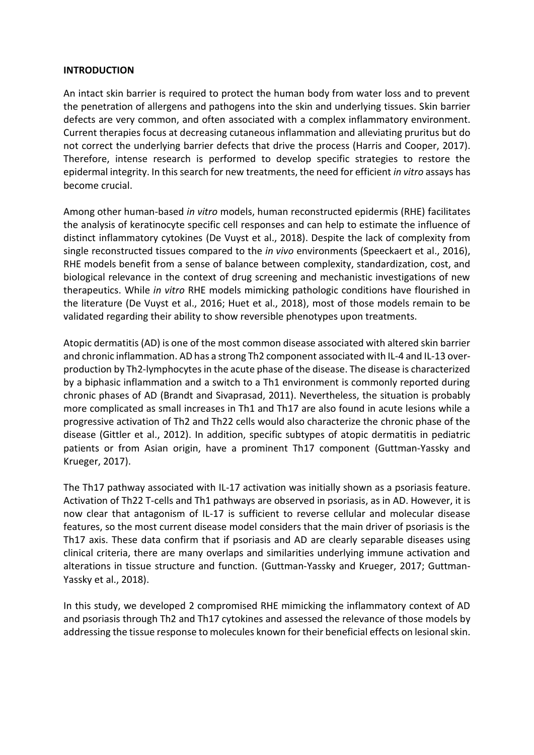## INTRODUCTION

An intact skin barrier is required to protect the human body from water loss and to prevent the penetration of allergens and pathogens into the skin and underlying tissues. Skin barrier defects are very common, and often associated with a complex inflammatory environment. Current therapies focus at decreasing cutaneous inflammation and alleviating pruritus but do not correct the underlying barrier defects that drive the process (Harris and Cooper, 2017). Therefore, intense research is performed to develop specific strategies to restore the epidermal integrity. In this search for new treatments, the need for efficient *in vitro* assays has become crucial.

Among other human-based *in vitro* models, human reconstructed epidermis (RHE) facilitates the analysis of keratinocyte specific cell responses and can help to estimate the influence of distinct inflammatory cytokines (De Vuyst et al., 2018). Despite the lack of complexity from single reconstructed tissues compared to the *in vivo* environments (Speeckaert et al., 2016), RHE models benefit from a sense of balance between complexity, standardization, cost, and biological relevance in the context of drug screening and mechanistic investigations of new therapeutics. While *in vitro* RHE models mimicking pathologic conditions have flourished in the literature (De Vuyst et al., 2016; Huet et al., 2018), most of those models remain to be validated regarding their ability to show reversible phenotypes upon treatments.

Atopic dermatitis (AD) is one of the most common disease associated with altered skin barrier and chronic inflammation. AD has a strong Th2 component associated with IL-4 and IL-13 over-production by Th2-lymphocytes in the acute phase of the disease. The disease is characterized by a biphasic inflammation and a switch to a Th1 environment is commonly reported during chronic phases of AD (Brandt and Sivaprasad, 2011). Nevertheless, the situation is probably more complicated as small increases in Th1 and Th17 are also found in acute lesions while a progressive activation of Th2 and Th22 cells would also characterize the chronic phase of the disease (Gittler et al., 2012). In addition, specific subtypes of atopic dermatitis in pediatric patients or from Asian origin, have a prominent Th17 component (Guttman-Yassky and Krueger, 2017).

The Th17 pathway associated with IL-17 activation was initially shown as a psoriasis feature. Activation of Th22 T-cells and Th1 pathways are observed in psoriasis, as in AD. However, it is now clear that antagonism of IL-17 is sufficient to reverse cellular and molecular disease features, so the most current disease model considers that the main driver of psoriasis is the Th17 axis. These data confirm that if psoriasis and AD are clearly separable diseases using clinical criteria, there are many overlaps and similarities underlying immune activation and alterations in tissue structure and function. (Guttman-Yassky and Krueger, 2017; Guttman-Yassky et al., 2018).

In this study, we developed 2 compromised RHE mimicking the inflammatory context of AD and psoriasis through Th2 and Th17 cytokines and assessed the relevance of those models by addressing the tissue response to molecules known for their beneficial effects on lesional skin.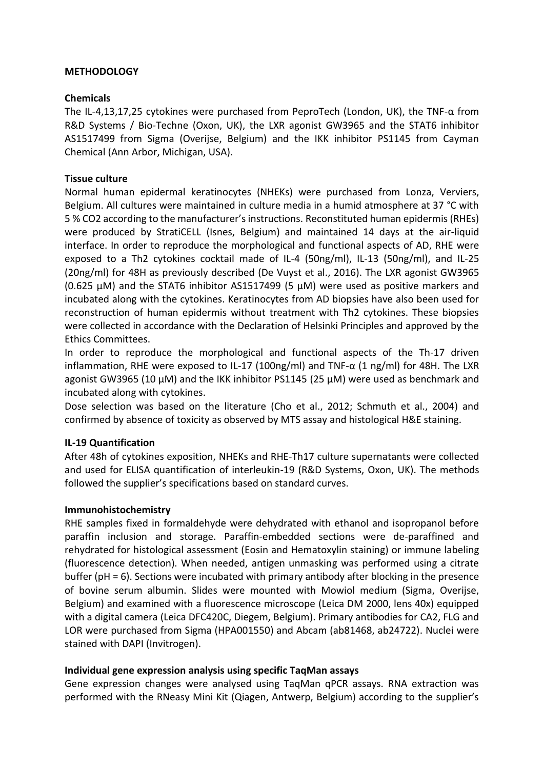**METHODOLOGY**

**Chemicals**

The IL-4,13,17,25 cytokines were purchased from PeproTech (London, UK), the TNF-α from R&D Systems / Bio-Techne (Oxon, UK), the LXR agonist GW3965 and the STAT6 inhibitor AS1517499 from Sigma (Overijse, Belgium) and the IKK inhibitor PS1145 from Cayman Chemical (Ann Arbor, Michigan, USA).

**Tissue culture**

Normal human epidermal keratinocytes (NHEKs) were purchased from Lonza, Verviers, Belgium. All cultures were maintained in culture media in a humid atmosphere at 37 °C with 5 % CO2 according to the manufacturer's instructions. Reconstituted human epidermis (RHEs) were produced by StratiCELL (Isnes, Belgium) and maintained 14 days at the air-liquid interface. In order to reproduce the morphological and functional aspects of AD, RHE were exposed to a Th2 cytokines cocktail made of IL-4 (50ng/ml), IL-13 (50ng/ml), and IL-25 (20ng/ml) for 48H as previously described (De Vuyst et al., 2016). The LXR agonist GW3965 (0.625 µM) and the STAT6 inhibitor AS1517499 (5 µM) were used as positive markers and incubated along with the cytokines. Keratinocytes from AD biopsies have also been used for reconstruction of human epidermis without treatment with Th2 cytokines. These biopsies were collected in accordance with the Declaration of Helsinki Principles and approved by the Ethics Committees.

In order to reproduce the morphological and functional aspects of the Th-17 driven inflammation, RHE were exposed to IL-17 (100ng/ml) and TNF-α (1 ng/ml) for 48H. The LXR agonist GW3965 (10 µM) and the IKK inhibitor PS1145 (25 µM) were used as benchmark and incubated along with cytokines.

Dose selection was based on the literature (Cho et al., 2012; Schmuth et al., 2004) and confirmed by absence of toxicity as observed by MTS assay and histological H&E staining.

**IL-19 Quantification**

After 48h of cytokines exposition, NHEKs and RHE-Th17 culture supernatants were collected and used for ELISA quantification of interleukin-19 (R&D Systems, Oxon, UK). The methods followed the supplier's specifications based on standard curves.

**Immunohistochemistry**

RHE samples fixed in formaldehyde were dehydrated with ethanol and isopropanol before paraffin inclusion and storage. Paraffin-embedded sections were de-paraffined and rehydrated for histological assessment (Eosin and Hematoxylin staining) or immune labeling (fluorescence detection). When needed, antigen unmasking was performed using a citrate buffer (pH = 6). Sections were incubated with primary antibody after blocking in the presence of bovine serum albumin. Slides were mounted with Mowiol medium (Sigma, Overijse, Belgium) and examined with a fluorescence microscope (Leica DM 2000, lens 40x) equipped with a digital camera (Leica DFC420C, Diegem, Belgium). Primary antibodies for CA2, FLG and LOR were purchased from Sigma (HPA001550) and Abcam (ab81468, ab24722). Nuclei were stained with DAPI (Invitrogen).

**Individual gene expression analysis using specific TaqMan assays**

Gene expression changes were analysed using TaqMan qPCR assays. RNA extraction was performed with the RNeasy Mini Kit (Qiagen, Antwerp, Belgium) according to the supplier's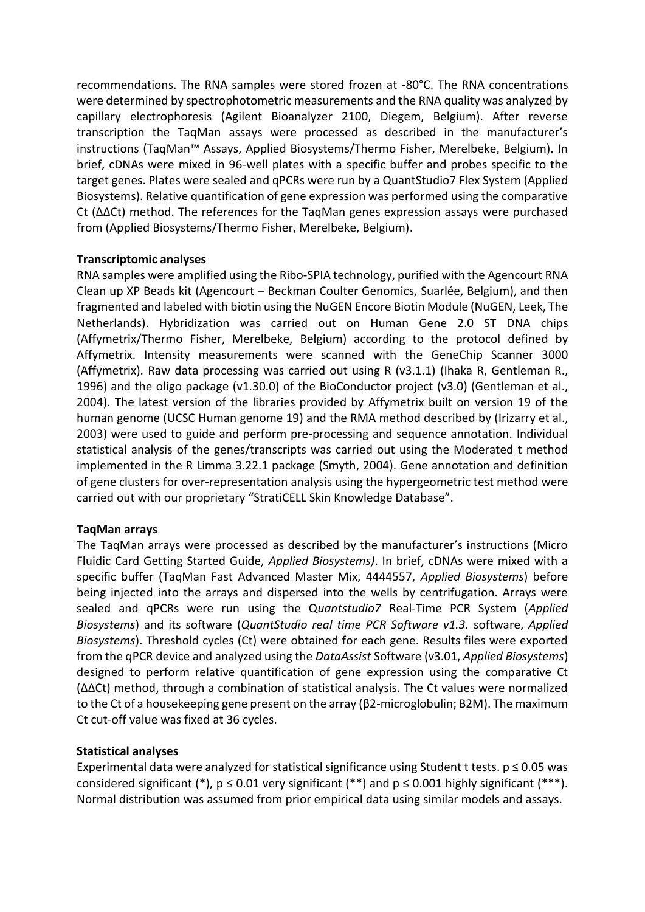recommendations. The RNA samples were stored frozen at -80°C. The RNA concentrations were determined by spectrophotometric measurements and the RNA quality was analyzed by capillary electrophoresis (Agilent Bioanalyzer 2100, Diegem, Belgium). After reverse transcription the TaqMan assays were processed as described in the manufacturer's instructions (TaqMan™ Assays, Applied Biosystems/Thermo Fisher, Merelbeke, Belgium). In brief, cDNAs were mixed in 96-well plates with a specific buffer and probes specific to the target genes. Plates were sealed and qPCRs were run by a QuantStudio7 Flex System (Applied Biosystems). Relative quantification of gene expression was performed using the comparative Ct (ΔΔCt) method. The references for the TaqMan genes expression assays were purchased from (Applied Biosystems/Thermo Fisher, Merelbeke, Belgium).

**Transcriptomic analyses**

RNA samples were amplified using the Ribo-SPIA technology, purified with the Agencourt RNA Clean up XP Beads kit (Agencourt – Beckman Coulter Genomics, Suarlée, Belgium), and then fragmented and labeled with biotin using the NuGEN Encore Biotin Module (NuGEN, Leek, The Netherlands). Hybridization was carried out on Human Gene 2.0 ST DNA chips (Affymetrix/Thermo Fisher, Merelbeke, Belgium) according to the protocol defined by Affymetrix. Intensity measurements were scanned with the GeneChip Scanner 3000 (Affymetrix). Raw data processing was carried out using R (v3.1.1) (Ihaka R, Gentleman R., 1996) and the oligo package (v1.30.0) of the BioConductor project (v3.0) (Gentleman et al., 2004). The latest version of the libraries provided by Affymetrix built on version 19 of the human genome (UCSC Human genome 19) and the RMA method described by (Irizarry et al., 2003) were used to guide and perform pre-processing and sequence annotation. Individual statistical analysis of the genes/transcripts was carried out using the Moderated t method implemented in the R Limma 3.22.1 package (Smyth, 2004). Gene annotation and definition of gene clusters for over-representation analysis using the hypergeometric test method were carried out with our proprietary "StratiCELL Skin Knowledge Database".

**TaqMan arrays**

The TaqMan arrays were processed as described by the manufacturer's instructions (Micro Fluidic Card Getting Started Guide, *Applied Biosystems)*. In brief, cDNAs were mixed with a specific buffer (TaqMan Fast Advanced Master Mix, 4444557, *Applied Biosystems*) before being injected into the arrays and dispersed into the wells by centrifugation. Arrays were sealed and qPCRs were run using the Q*uantstudio7* Real-Time PCR System (*Applied Biosystems*) and its software (*QuantStudio real time PCR Software v1.3.* software, *Applied Biosystems*). Threshold cycles (Ct) were obtained for each gene. Results files were exported from the qPCR device and analyzed using the *DataAssist* Software (v3.01, *Applied Biosystems*) designed to perform relative quantification of gene expression using the comparative Ct (ΔΔCt) method, through a combination of statistical analysis. The Ct values were normalized to the Ct of a housekeeping gene present on the array (β2-microglobulin; B2M). The maximum Ct cut-off value was fixed at 36 cycles.

**Statistical analyses**

Experimental data were analyzed for statistical significance using Student t tests. $p \leq 0.05$ was considered significant (*), $p \leq 0.01$ very significant (**) and $p \leq 0.001$ highly significant (***). Normal distribution was assumed from prior empirical data using similar models and assays.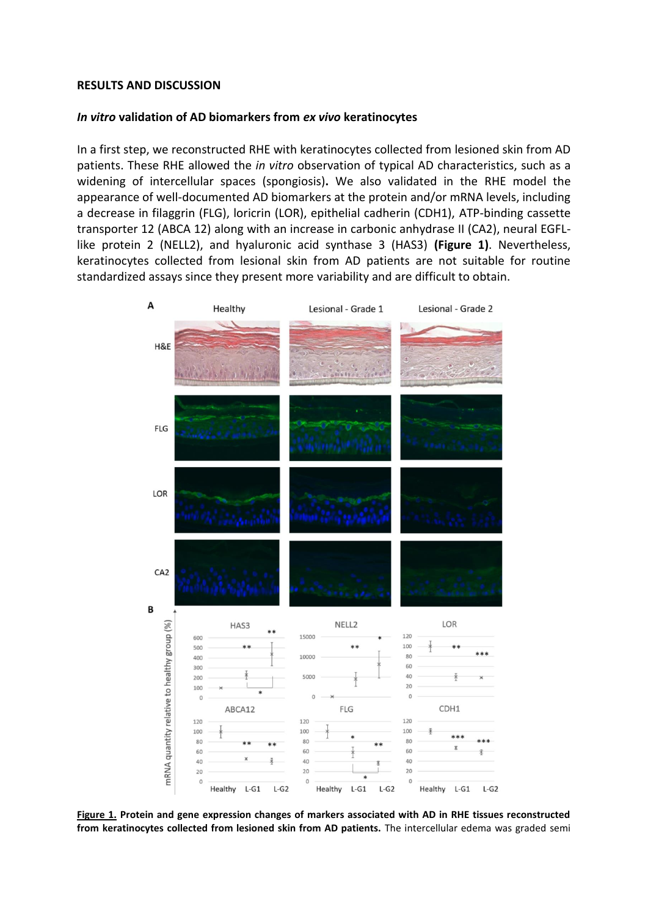## RESULTS AND DISCUSSION

### *In vitro* validation of AD biomarkers from *ex vivo* keratinocytes

In a first step, we reconstructed RHE with keratinocytes collected from lesioned skin from AD patients. These RHE allowed the *in vitro* observation of typical AD characteristics, such as a widening of intercellular spaces (spongiosis). We also validated in the RHE model the appearance of well-documented AD biomarkers at the protein and/or mRNA levels, including a decrease in filaggrin (FLG), loricrin (LOR), epithelial cadherin (CDH1), ATP-binding cassette transporter 12 (ABCA 12) along with an increase in carbonic anhydrase II (CA2), neural EGFL-like protein 2 (NELL2), and hyaluronic acid synthase 3 (HAS3) **(Figure 1)**. Nevertheless, keratinocytes collected from lesional skin from AD patients are not suitable for routine standardized assays since they present more variability and are difficult to obtain.

**Figure 1. Protein and gene expression changes of markers associated with AD in RHE tissues reconstructed from keratinocytes collected from lesioned skin from AD patients.** The intercellular edema was graded semi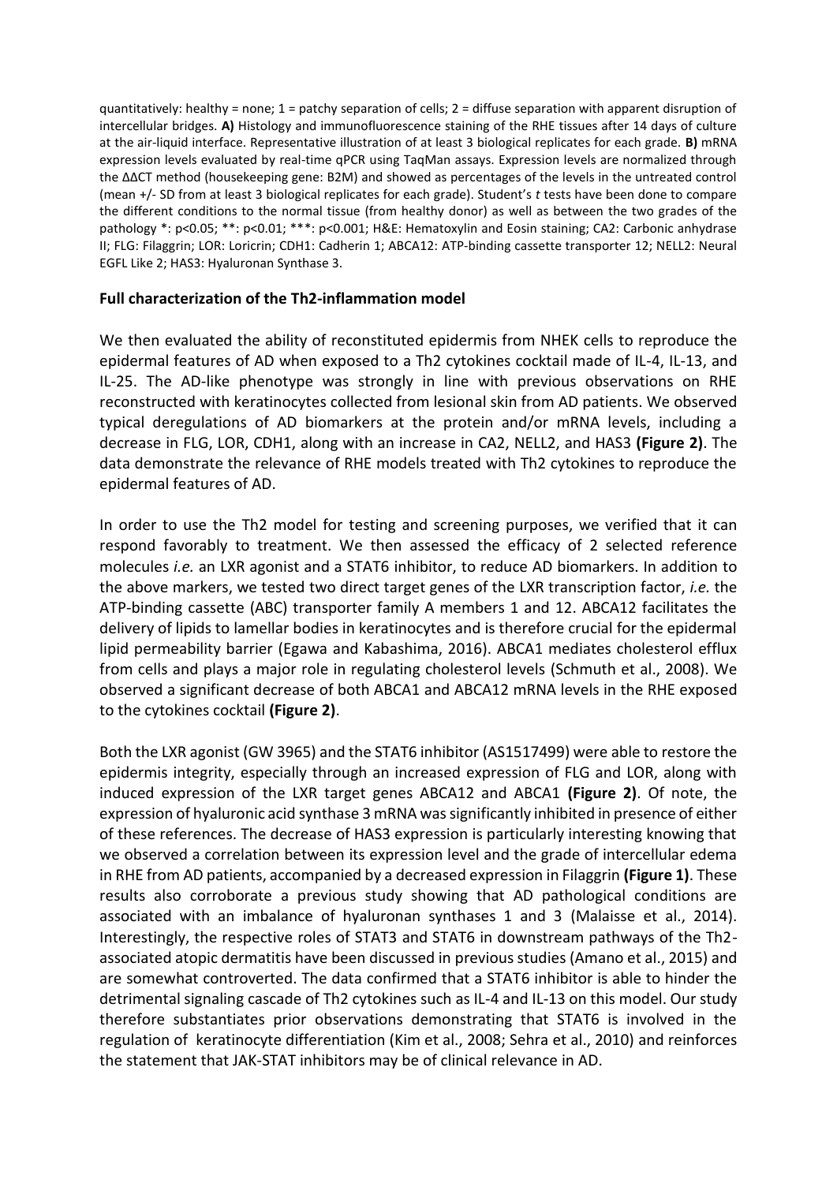quantitatively: healthy = none; 1 = patchy separation of cells; 2 = diffuse separation with apparent disruption of intercellular bridges. **A)** Histology and immunofluorescence staining of the RHE tissues after 14 days of culture at the air-liquid interface. Representative illustration of at least 3 biological replicates for each grade. **B)** mRNA expression levels evaluated by real-time qPCR using TaqMan assays. Expression levels are normalized through the ΔΔCT method (housekeeping gene: B2M) and showed as percentages of the levels in the untreated control (mean +/- SD from at least 3 biological replicates for each grade). Student's *t* tests have been done to compare the different conditions to the normal tissue (from healthy donor) as well as between the two grades of the pathology *: p<0.05; **: p<0.01; ***: p<0.001; H&E: Hematoxylin and Eosin staining; CA2: Carbonic anhydrase II; FLG: Filaggrin; LOR: Loricrin; CDH1: Cadherin 1; ABCA12: ATP-binding cassette transporter 12; NELL2: Neural EGFL Like 2; HAS3: Hyaluronan Synthase 3.

### Full characterization of the Th2-inflammation model

We then evaluated the ability of reconstituted epidermis from NHEK cells to reproduce the epidermal features of AD when exposed to a Th2 cytokines cocktail made of IL-4, IL-13, and IL-25. The AD-like phenotype was strongly in line with previous observations on RHE reconstructed with keratinocytes collected from lesional skin from AD patients. We observed typical deregulations of AD biomarkers at the protein and/or mRNA levels, including a decrease in FLG, LOR, CDH1, along with an increase in CA2, NELL2, and HAS3 **(Figure 2)**. The data demonstrate the relevance of RHE models treated with Th2 cytokines to reproduce the epidermal features of AD.

In order to use the Th2 model for testing and screening purposes, we verified that it can respond favorably to treatment. We then assessed the efficacy of 2 selected reference molecules *i.e.* an LXR agonist and a STAT6 inhibitor, to reduce AD biomarkers. In addition to the above markers, we tested two direct target genes of the LXR transcription factor, *i.e.* the ATP-binding cassette (ABC) transporter family A members 1 and 12. ABCA12 facilitates the delivery of lipids to lamellar bodies in keratinocytes and is therefore crucial for the epidermal lipid permeability barrier (Egawa and Kabashima, 2016). ABCA1 mediates cholesterol efflux from cells and plays a major role in regulating cholesterol levels (Schmuth et al., 2008). We observed a significant decrease of both ABCA1 and ABCA12 mRNA levels in the RHE exposed to the cytokines cocktail **(Figure 2)**.

Both the LXR agonist (GW 3965) and the STAT6 inhibitor (AS1517499) were able to restore the epidermis integrity, especially through an increased expression of FLG and LOR, along with induced expression of the LXR target genes ABCA12 and ABCA1 **(Figure 2)**. Of note, the expression of hyaluronic acid synthase 3 mRNA was significantly inhibited in presence of either of these references. The decrease of HAS3 expression is particularly interesting knowing that we observed a correlation between its expression level and the grade of intercellular edema in RHE from AD patients, accompanied by a decreased expression in Filaggrin **(Figure 1)**. These results also corroborate a previous study showing that AD pathological conditions are associated with an imbalance of hyaluronan synthases 1 and 3 (Malaisse et al., 2014). Interestingly, the respective roles of STAT3 and STAT6 in downstream pathways of the Th2-associated atopic dermatitis have been discussed in previous studies (Amano et al., 2015) and are somewhat controverted. The data confirmed that a STAT6 inhibitor is able to hinder the detrimental signaling cascade of Th2 cytokines such as IL-4 and IL-13 on this model. Our study therefore substantiates prior observations demonstrating that STAT6 is involved in the regulation of keratinocyte differentiation (Kim et al., 2008; Sehra et al., 2010) and reinforces the statement that JAK-STAT inhibitors may be of clinical relevance in AD.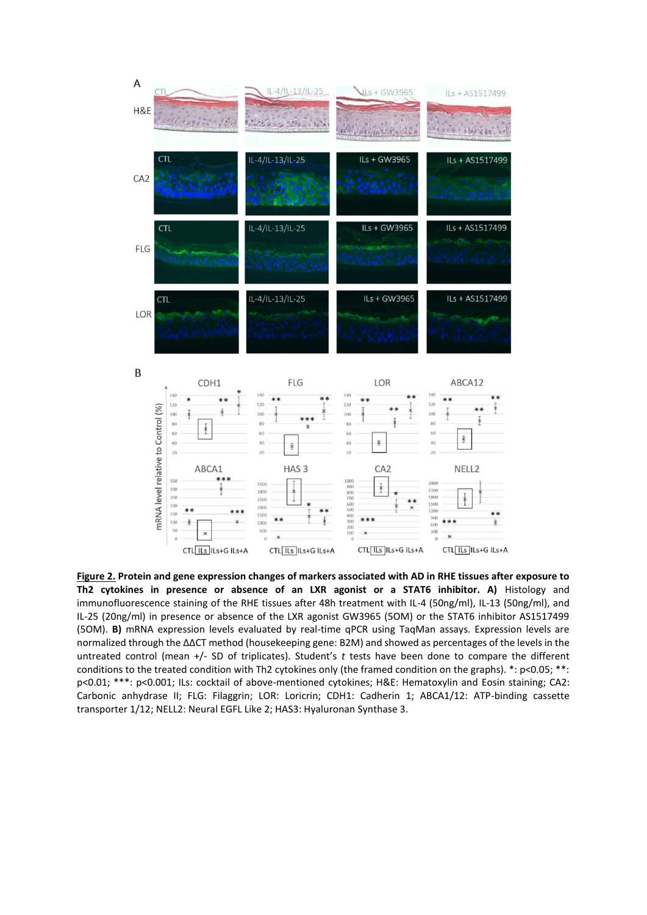**Figure 2. Protein and gene expression changes of markers associated with AD in RHE tissues after exposure to Th2 cytokines in presence or absence of an LXR agonist or a STAT6 inhibitor. A)** Histology and immunofluorescence staining of the RHE tissues after 48h treatment with IL-4 (50ng/ml), IL-13 (50ng/ml), and IL-25 (20ng/ml) in presence or absence of the LXR agonist GW3965 (5OM) or the STAT6 inhibitor AS1517499 (5OM). **B)** mRNA expression levels evaluated by real-time qPCR using TaqMan assays. Expression levels are normalized through the ΔΔCT method (housekeeping gene: B2M) and showed as percentages of the levels in the untreated control (mean +/- SD of triplicates). Student's *t* tests have been done to compare the different conditions to the treated condition with Th2 cytokines only (the framed condition on the graphs). *: p<0.05; **: p<0.01; ***: p<0.001; ILs: cocktail of above-mentioned cytokines; H&E: Hematoxylin and Eosin staining; CA2: Carbonic anhydrase II; FLG: Filaggrin; LOR: Loricrin; CDH1: Cadherin 1; ABCA1/12: ATP-binding cassette transporter 1/12; NELL2: Neural EGFL Like 2; HAS3: Hyaluronan Synthase 3.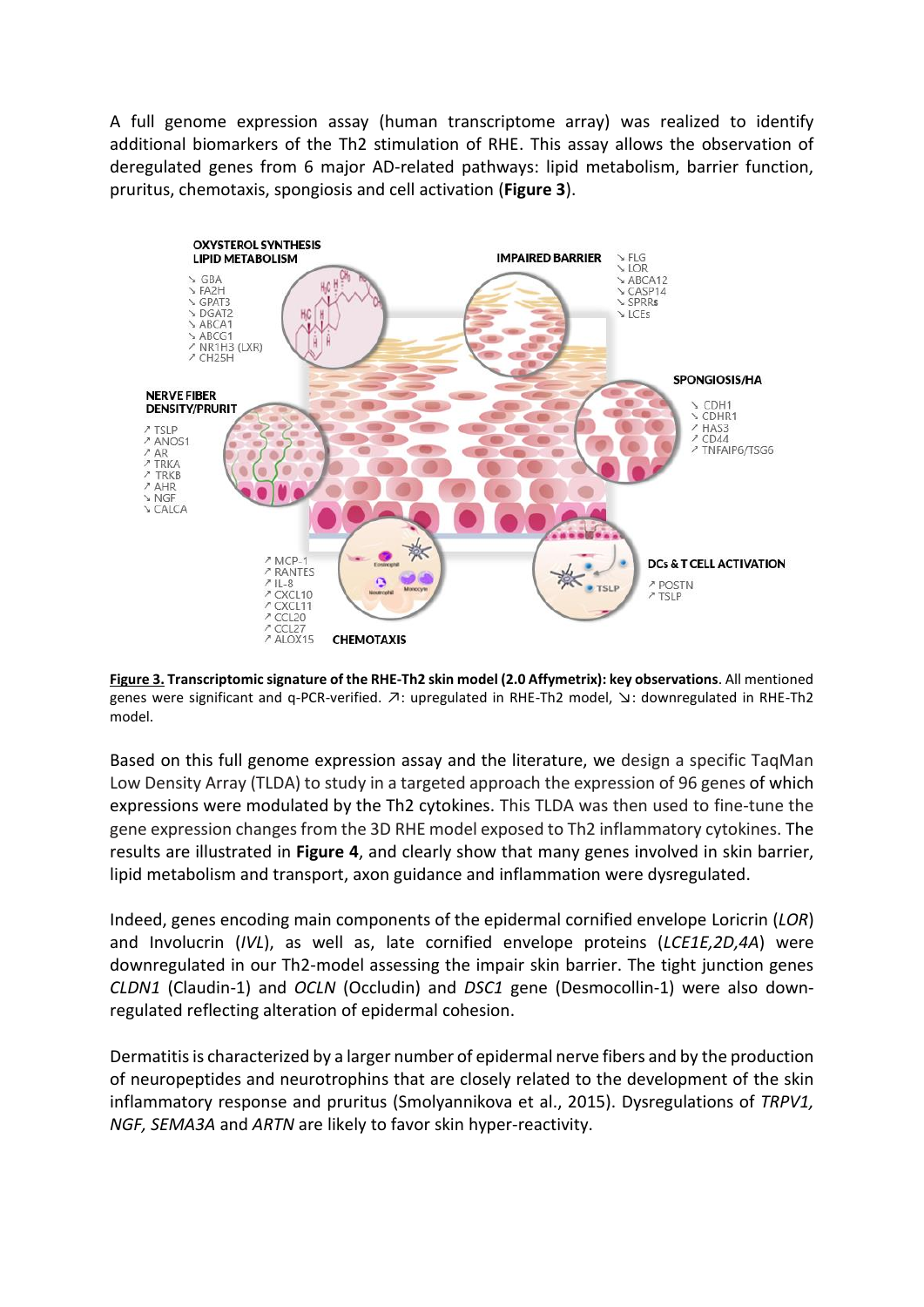A full genome expression assay (human transcriptome array) was realized to identify additional biomarkers of the Th2 stimulation of RHE. This assay allows the observation of deregulated genes from 6 major AD-related pathways: lipid metabolism, barrier function, pruritus, chemotaxis, spongiosis and cell activation (**Figure 3**).

**Figure 3. Transcriptomic signature of the RHE-Th2 skin model (2.0 Affymetrix): key observations**. All mentioned genes were significant and q-PCR-verified. ↗: upregulated in RHE-Th2 model, ↘: downregulated in RHE-Th2 model.

Based on this full genome expression assay and the literature, we design a specific TaqMan Low Density Array (TLDA) to study in a targeted approach the expression of 96 genes of which expressions were modulated by the Th2 cytokines. This TLDA was then used to fine-tune the gene expression changes from the 3D RHE model exposed to Th2 inflammatory cytokines. The results are illustrated in **Figure 4**, and clearly show that many genes involved in skin barrier, lipid metabolism and transport, axon guidance and inflammation were dysregulated.

Indeed, genes encoding main components of the epidermal cornified envelope Loricrin (*LOR*) and Involucrin (*IVL*), as well as, late cornified envelope proteins (*LCE1E,2D,4A*) were downregulated in our Th2-model assessing the impair skin barrier. The tight junction genes *CLDN1* (Claudin-1) and *OCLN* (Occludin) and *DSC1* gene (Desmocollin-1) were also down-regulated reflecting alteration of epidermal cohesion.

Dermatitis is characterized by a larger number of epidermal nerve fibers and by the production of neuropeptides and neurotrophins that are closely related to the development of the skin inflammatory response and pruritus (Smolyannikova et al., 2015). Dysregulations of *TRPV1, NGF, SEMA3A* and *ARTN* are likely to favor skin hyper-reactivity.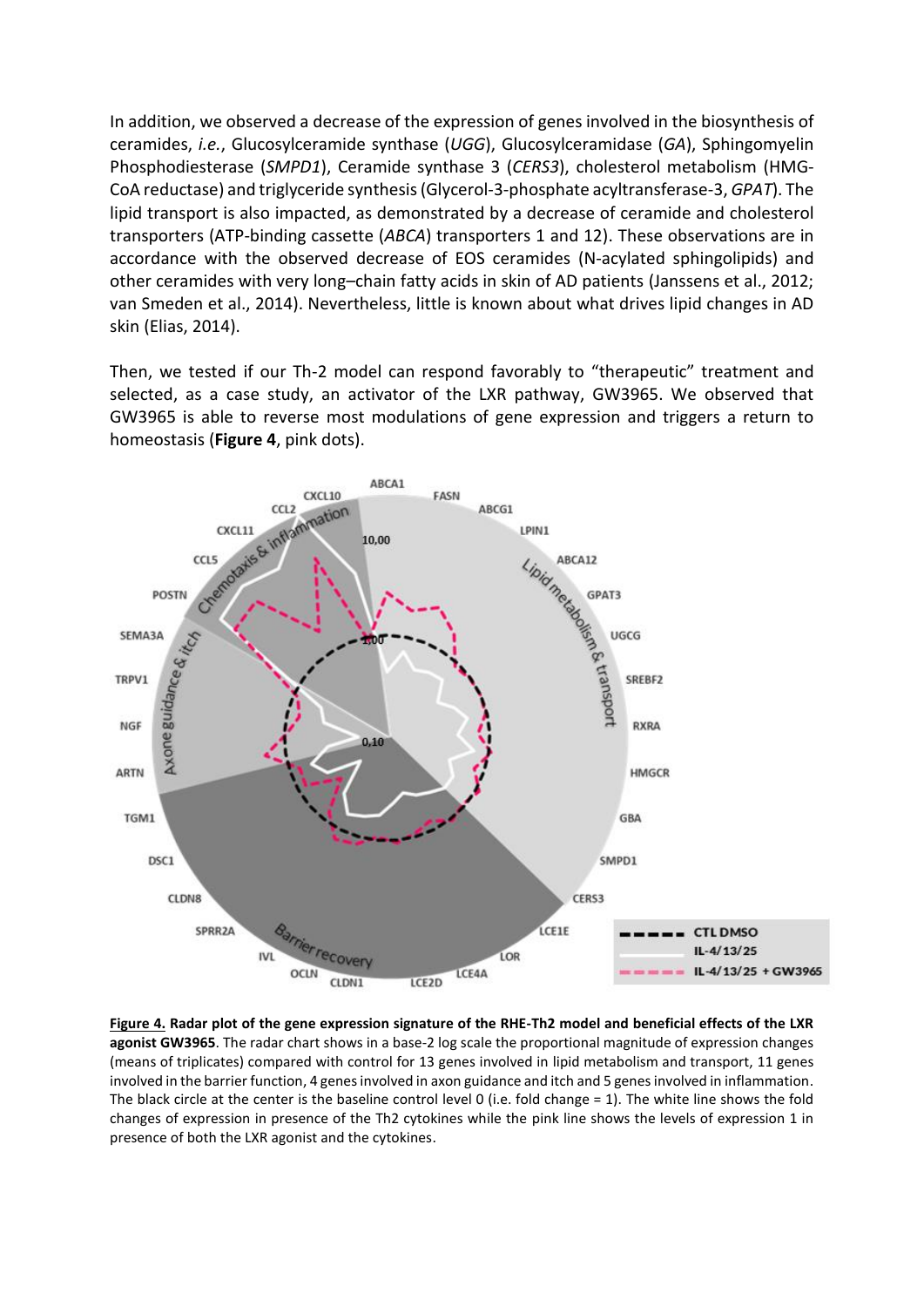In addition, we observed a decrease of the expression of genes involved in the biosynthesis of ceramides, *i.e.*, Glucosylceramide synthase (*UGG*), Glucosylceramidase (*GA*), Sphingomyelin Phosphodiesterase (*SMPD1*), Ceramide synthase 3 (*CERS3*), cholesterol metabolism (HMG-CoA reductase) and triglyceride synthesis (Glycerol-3-phosphate acyltransferase-3, *GPAT*). The lipid transport is also impacted, as demonstrated by a decrease of ceramide and cholesterol transporters (ATP-binding cassette (*ABCA*) transporters 1 and 12). These observations are in accordance with the observed decrease of EOS ceramides (N-acylated sphingolipids) and other ceramides with very long–chain fatty acids in skin of AD patients (Janssens et al., 2012; van Smeden et al., 2014). Nevertheless, little is known about what drives lipid changes in AD skin (Elias, 2014).

Then, we tested if our Th-2 model can respond favorably to "therapeutic" treatment and selected, as a case study, an activator of the LXR pathway, GW3965. We observed that GW3965 is able to reverse most modulations of gene expression and triggers a return to homeostasis (**Figure 4**, pink dots).

**Figure 4. Radar plot of the gene expression signature of the RHE-Th2 model and beneficial effects of the LXR agonist GW3965**. The radar chart shows in a base-2 log scale the proportional magnitude of expression changes (means of triplicates) compared with control for 13 genes involved in lipid metabolism and transport, 11 genes involved in the barrier function, 4 genes involved in axon guidance and itch and 5 genes involved in inflammation. The black circle at the center is the baseline control level 0 (i.e. fold change = 1). The white line shows the fold changes of expression in presence of the Th2 cytokines while the pink line shows the levels of expression 1 in presence of both the LXR agonist and the cytokines.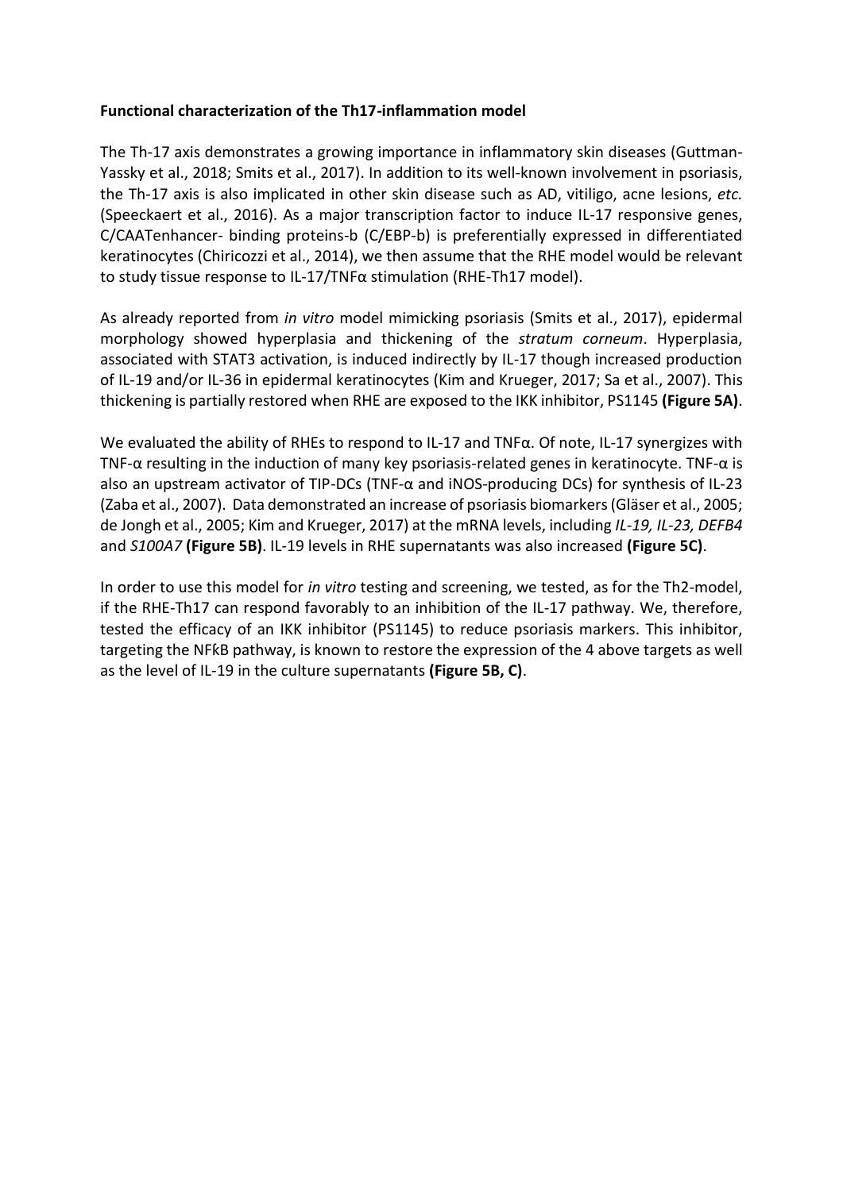**Functional characterization of the Th17-inflammation model**

The Th-17 axis demonstrates a growing importance in inflammatory skin diseases (Guttman-Yassky et al., 2018; Smits et al., 2017). In addition to its well-known involvement in psoriasis, the Th-17 axis is also implicated in other skin disease such as AD, vitiligo, acne lesions, *etc.* (Speeckaert et al., 2016). As a major transcription factor to induce IL-17 responsive genes, C/CAATenhancer- binding proteins-b (C/EBP-b) is preferentially expressed in differentiated keratinocytes (Chiricozzi et al., 2014), we then assume that the RHE model would be relevant to study tissue response to IL-17/TNFα stimulation (RHE-Th17 model).

As already reported from *in vitro* model mimicking psoriasis (Smits et al., 2017), epidermal morphology showed hyperplasia and thickening of the *stratum corneum*. Hyperplasia, associated with STAT3 activation, is induced indirectly by IL-17 though increased production of IL-19 and/or IL-36 in epidermal keratinocytes (Kim and Krueger, 2017; Sa et al., 2007). This thickening is partially restored when RHE are exposed to the IKK inhibitor, PS1145 **(Figure 5A)**.

We evaluated the ability of RHEs to respond to IL-17 and TNFα. Of note, IL-17 synergizes with TNF-α resulting in the induction of many key psoriasis-related genes in keratinocyte. TNF-α is also an upstream activator of TIP-DCs (TNF-α and iNOS-producing DCs) for synthesis of IL-23 (Zaba et al., 2007). Data demonstrated an increase of psoriasis biomarkers (Gläser et al., 2005; de Jongh et al., 2005; Kim and Krueger, 2017) at the mRNA levels, including *IL-19, IL-23, DEFB4* and *S100A7* **(Figure 5B)**. IL-19 levels in RHE supernatants was also increased **(Figure 5C)**.

In order to use this model for *in vitro* testing and screening, we tested, as for the Th2-model, if the RHE-Th17 can respond favorably to an inhibition of the IL-17 pathway. We, therefore, tested the efficacy of an IKK inhibitor (PS1145) to reduce psoriasis markers. This inhibitor, targeting the NFkB pathway, is known to restore the expression of the 4 above targets as well as the level of IL-19 in the culture supernatants **(Figure 5B, C)**.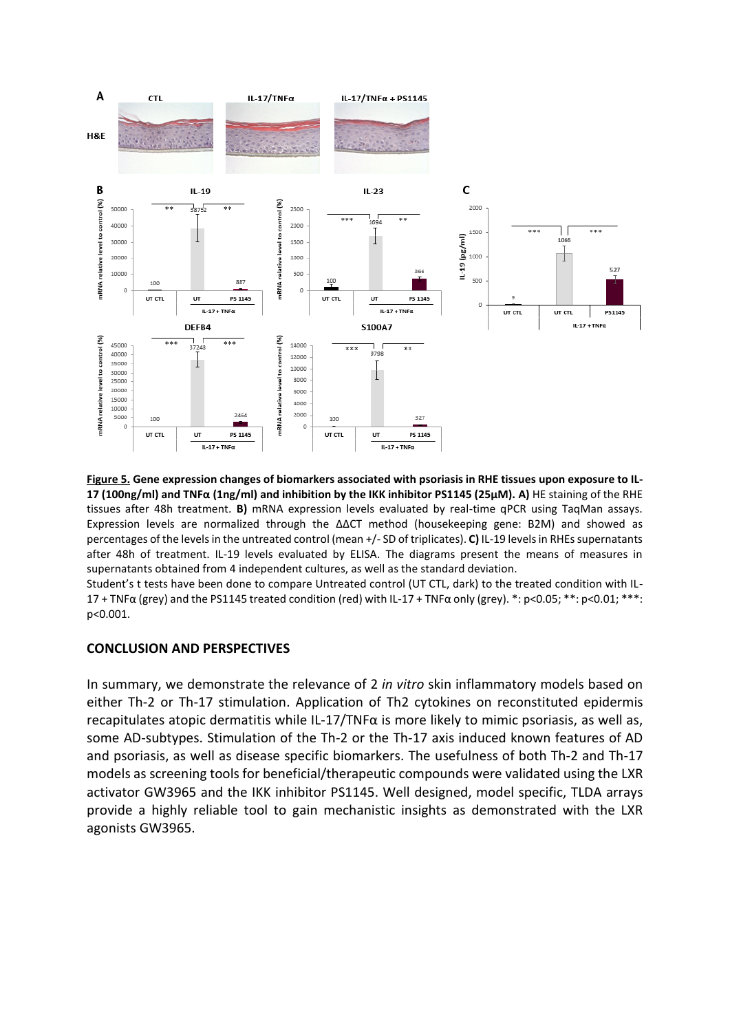**Figure 5. Gene expression changes of biomarkers associated with psoriasis in RHE tissues upon exposure to IL-17 (100ng/ml) and TNFα (1ng/ml) and inhibition by the IKK inhibitor PS1145 (25µM). A)** HE staining of the RHE tissues after 48h treatment. **B)** mRNA expression levels evaluated by real-time qPCR using TaqMan assays. Expression levels are normalized through the ΔΔCT method (housekeeping gene: B2M) and showed as percentages of the levels in the untreated control (mean +/- SD of triplicates). **C)** IL-19 levels in RHEs supernatants after 48h of treatment. IL-19 levels evaluated by ELISA. The diagrams present the means of measures in supernatants obtained from 4 independent cultures, as well as the standard deviation.

Student's t tests have been done to compare Untreated control (UT CTL, dark) to the treated condition with IL-17 + TNFα (grey) and the PS1145 treated condition (red) with IL-17 + TNFα only (grey). *: $p<0.05$; **: $p<0.01$; ***: $p<0.001$.

## CONCLUSION AND PERSPECTIVES

In summary, we demonstrate the relevance of 2 *in vitro* skin inflammatory models based on either Th-2 or Th-17 stimulation. Application of Th2 cytokines on reconstituted epidermis recapitulates atopic dermatitis while IL-17/TNFα is more likely to mimic psoriasis, as well as, some AD-subtypes. Stimulation of the Th-2 or the Th-17 axis induced known features of AD and psoriasis, as well as disease specific biomarkers. The usefulness of both Th-2 and Th-17 models as screening tools for beneficial/therapeutic compounds were validated using the LXR activator GW3965 and the IKK inhibitor PS1145. Well designed, model specific, TLDA arrays provide a highly reliable tool to gain mechanistic insights as demonstrated with the LXR agonists GW3965.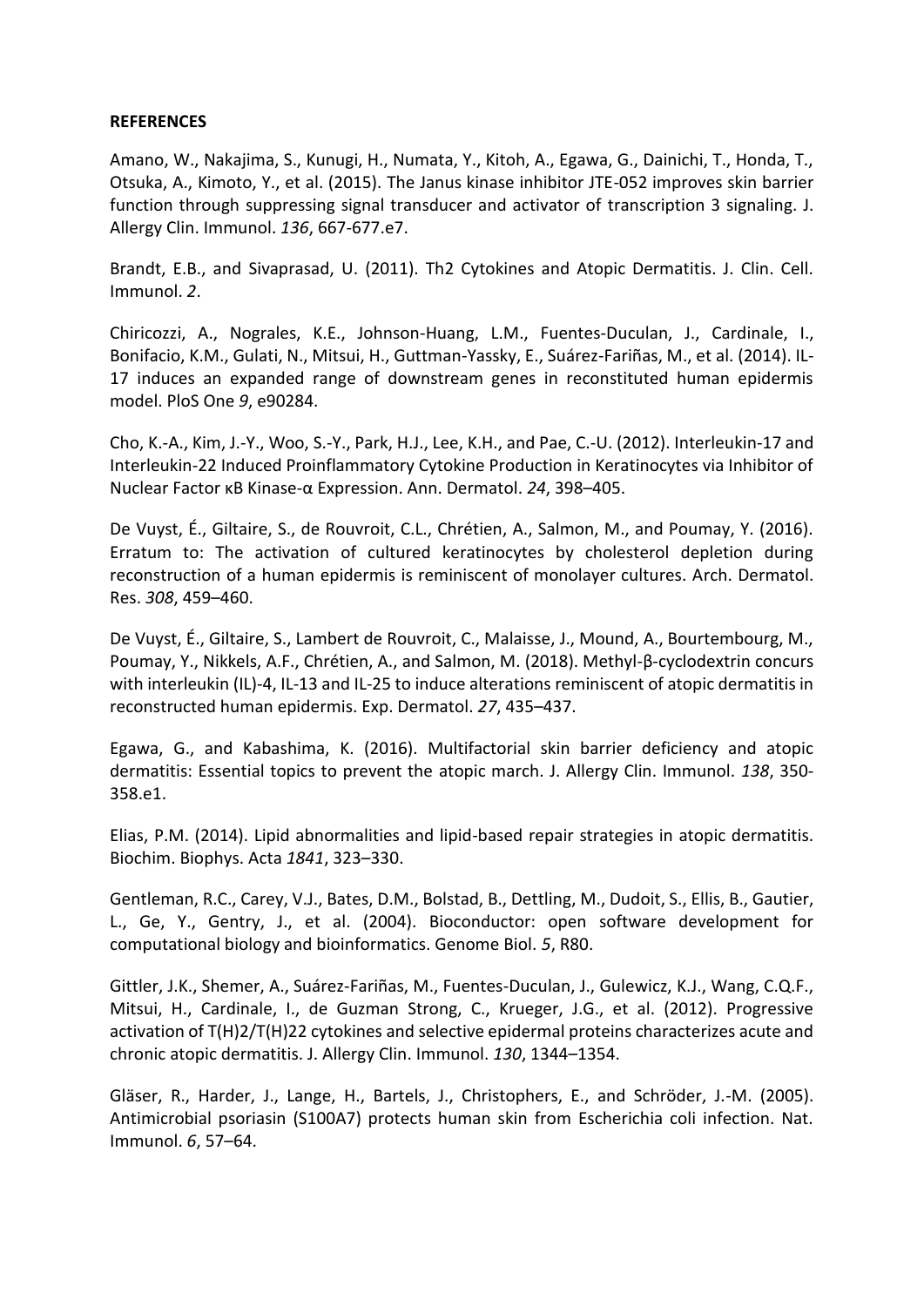**REFERENCES**

Amano, W., Nakajima, S., Kunugi, H., Numata, Y., Kitoh, A., Egawa, G., Dainichi, T., Honda, T., Otsuka, A., Kimoto, Y., et al. (2015). The Janus kinase inhibitor JTE-052 improves skin barrier function through suppressing signal transducer and activator of transcription 3 signaling. J. Allergy Clin. Immunol. *136*, 667-677.e7.

Brandt, E.B., and Sivaprasad, U. (2011). Th2 Cytokines and Atopic Dermatitis. J. Clin. Cell. Immunol. *2*.

Chiricozzi, A., Nograles, K.E., Johnson-Huang, L.M., Fuentes-Duculan, J., Cardinale, I., Bonifacio, K.M., Gulati, N., Mitsui, H., Guttman-Yassky, E., Suárez-Fariñas, M., et al. (2014). IL-17 induces an expanded range of downstream genes in reconstituted human epidermis model. PloS One *9*, e90284.

Cho, K.-A., Kim, J.-Y., Woo, S.-Y., Park, H.J., Lee, K.H., and Pae, C.-U. (2012). Interleukin-17 and Interleukin-22 Induced Proinflammatory Cytokine Production in Keratinocytes via Inhibitor of Nuclear Factor κB Kinase-α Expression. Ann. Dermatol. *24*, 398–405.

De Vuyst, É., Giltaire, S., de Rouvroit, C.L., Chrétien, A., Salmon, M., and Poumay, Y. (2016). Erratum to: The activation of cultured keratinocytes by cholesterol depletion during reconstruction of a human epidermis is reminiscent of monolayer cultures. Arch. Dermatol. Res. *308*, 459–460.

De Vuyst, É., Giltaire, S., Lambert de Rouvroit, C., Malaisse, J., Mound, A., Bourtembourg, M., Poumay, Y., Nikkels, A.F., Chrétien, A., and Salmon, M. (2018). Methyl-β-cyclodextrin concurs with interleukin (IL)-4, IL-13 and IL-25 to induce alterations reminiscent of atopic dermatitis in reconstructed human epidermis. Exp. Dermatol. *27*, 435–437.

Egawa, G., and Kabashima, K. (2016). Multifactorial skin barrier deficiency and atopic dermatitis: Essential topics to prevent the atopic march. J. Allergy Clin. Immunol. *138*, 350-358.e1.

Elias, P.M. (2014). Lipid abnormalities and lipid-based repair strategies in atopic dermatitis. Biochim. Biophys. Acta *1841*, 323–330.

Gentleman, R.C., Carey, V.J., Bates, D.M., Bolstad, B., Dettling, M., Dudoit, S., Ellis, B., Gautier, L., Ge, Y., Gentry, J., et al. (2004). Bioconductor: open software development for computational biology and bioinformatics. Genome Biol. *5*, R80.

Gittler, J.K., Shemer, A., Suárez-Fariñas, M., Fuentes-Duculan, J., Gulewicz, K.J., Wang, C.Q.F., Mitsui, H., Cardinale, I., de Guzman Strong, C., Krueger, J.G., et al. (2012). Progressive activation of T(H)2/T(H)22 cytokines and selective epidermal proteins characterizes acute and chronic atopic dermatitis. J. Allergy Clin. Immunol. *130*, 1344–1354.

Gläser, R., Harder, J., Lange, H., Bartels, J., Christophers, E., and Schröder, J.-M. (2005). Antimicrobial psoriasin (S100A7) protects human skin from Escherichia coli infection. Nat. Immunol. *6*, 57–64.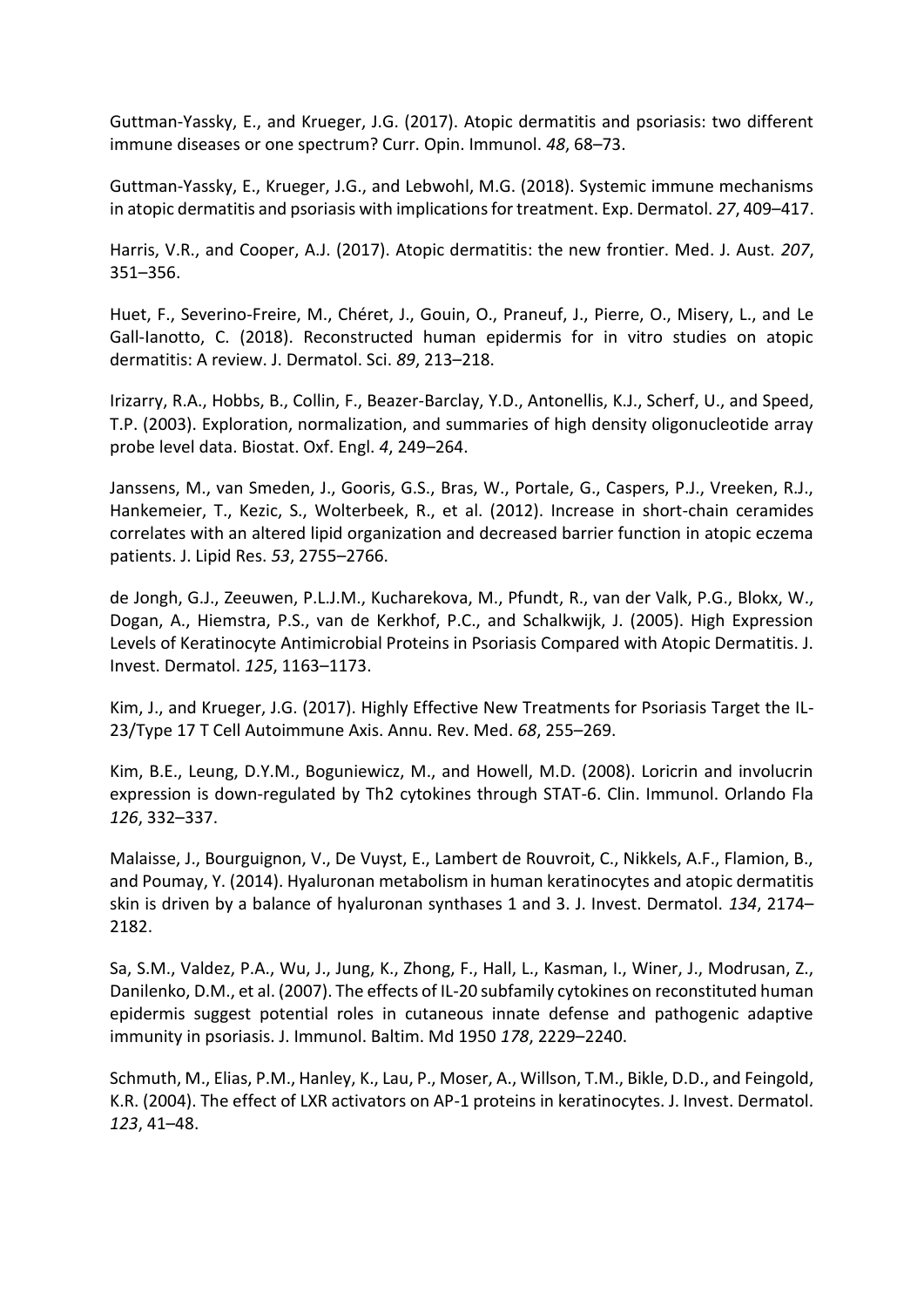Guttman-Yassky, E., and Krueger, J.G. (2017). Atopic dermatitis and psoriasis: two different immune diseases or one spectrum? Curr. Opin. Immunol. *48*, 68–73.

Guttman-Yassky, E., Krueger, J.G., and Lebwohl, M.G. (2018). Systemic immune mechanisms in atopic dermatitis and psoriasis with implications for treatment. Exp. Dermatol. *27*, 409–417.

Harris, V.R., and Cooper, A.J. (2017). Atopic dermatitis: the new frontier. Med. J. Aust. *207*, 351–356.

Huet, F., Severino-Freire, M., Chéret, J., Gouin, O., Praneuf, J., Pierre, O., Misery, L., and Le Gall-Ianotto, C. (2018). Reconstructed human epidermis for in vitro studies on atopic dermatitis: A review. J. Dermatol. Sci. *89*, 213–218.

Irizarry, R.A., Hobbs, B., Collin, F., Beazer-Barclay, Y.D., Antonellis, K.J., Scherf, U., and Speed, T.P. (2003). Exploration, normalization, and summaries of high density oligonucleotide array probe level data. Biostat. Oxf. Engl. *4*, 249–264.

Janssens, M., van Smeden, J., Gooris, G.S., Bras, W., Portale, G., Caspers, P.J., Vreeken, R.J., Hankemeier, T., Kezic, S., Wolterbeek, R., et al. (2012). Increase in short-chain ceramides correlates with an altered lipid organization and decreased barrier function in atopic eczema patients. J. Lipid Res. *53*, 2755–2766.

de Jongh, G.J., Zeeuwen, P.L.J.M., Kucharekova, M., Pfundt, R., van der Valk, P.G., Blokx, W., Dogan, A., Hiemstra, P.S., van de Kerkhof, P.C., and Schalkwijk, J. (2005). High Expression Levels of Keratinocyte Antimicrobial Proteins in Psoriasis Compared with Atopic Dermatitis. J. Invest. Dermatol. *125*, 1163–1173.

Kim, J., and Krueger, J.G. (2017). Highly Effective New Treatments for Psoriasis Target the IL-23/Type 17 T Cell Autoimmune Axis. Annu. Rev. Med. *68*, 255–269.

Kim, B.E., Leung, D.Y.M., Boguniewicz, M., and Howell, M.D. (2008). Loricrin and involucrin expression is down-regulated by Th2 cytokines through STAT-6. Clin. Immunol. Orlando Fla *126*, 332–337.

Malaisse, J., Bourguignon, V., De Vuyst, E., Lambert de Rouvroit, C., Nikkels, A.F., Flamion, B., and Poumay, Y. (2014). Hyaluronan metabolism in human keratinocytes and atopic dermatitis skin is driven by a balance of hyaluronan synthases 1 and 3. J. Invest. Dermatol. *134*, 2174–2182.

Sa, S.M., Valdez, P.A., Wu, J., Jung, K., Zhong, F., Hall, L., Kasman, I., Winer, J., Modrusan, Z., Danilenko, D.M., et al. (2007). The effects of IL-20 subfamily cytokines on reconstituted human epidermis suggest potential roles in cutaneous innate defense and pathogenic adaptive immunity in psoriasis. J. Immunol. Baltim. Md 1950 *178*, 2229–2240.

Schmuth, M., Elias, P.M., Hanley, K., Lau, P., Moser, A., Willson, T.M., Bikle, D.D., and Feingold, K.R. (2004). The effect of LXR activators on AP-1 proteins in keratinocytes. J. Invest. Dermatol. *123*, 41–48.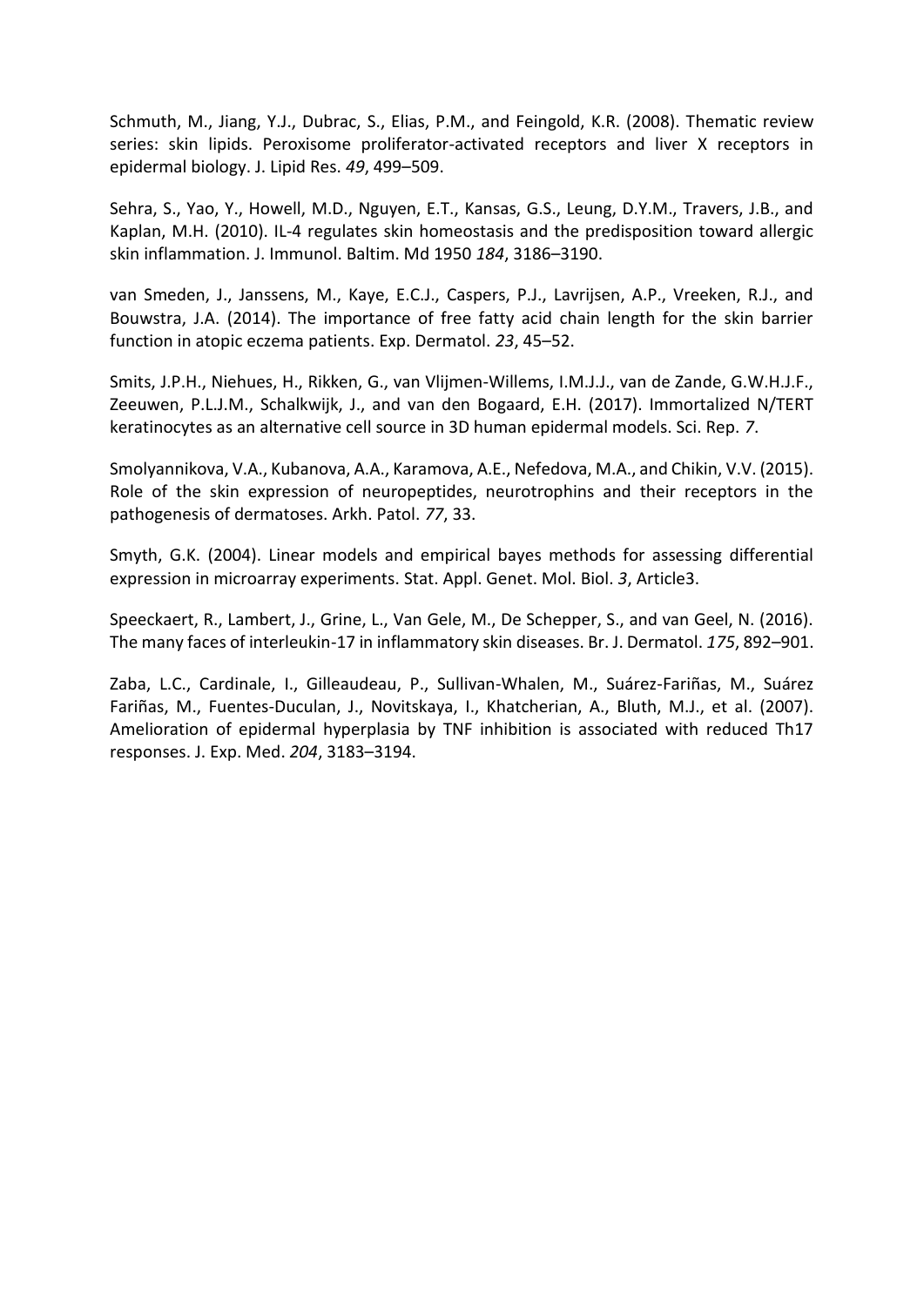Schmuth, M., Jiang, Y.J., Dubrac, S., Elias, P.M., and Feingold, K.R. (2008). Thematic review series: skin lipids. Peroxisome proliferator-activated receptors and liver X receptors in epidermal biology. J. Lipid Res. *49*, 499–509.

Sehra, S., Yao, Y., Howell, M.D., Nguyen, E.T., Kansas, G.S., Leung, D.Y.M., Travers, J.B., and Kaplan, M.H. (2010). IL-4 regulates skin homeostasis and the predisposition toward allergic skin inflammation. J. Immunol. Baltim. Md 1950 *184*, 3186–3190.

van Smeden, J., Janssens, M., Kaye, E.C.J., Caspers, P.J., Lavrijsen, A.P., Vreeken, R.J., and Bouwstra, J.A. (2014). The importance of free fatty acid chain length for the skin barrier function in atopic eczema patients. Exp. Dermatol. *23*, 45–52.

Smits, J.P.H., Niehues, H., Rikken, G., van Vlijmen-Willems, I.M.J.J., van de Zande, G.W.H.J.F., Zeeuwen, P.L.J.M., Schalkwijk, J., and van den Bogaard, E.H. (2017). Immortalized N/TERT keratinocytes as an alternative cell source in 3D human epidermal models. Sci. Rep. *7*.

Smolyannikova, V.A., Kubanova, A.A., Karamova, A.E., Nefedova, M.A., and Chikin, V.V. (2015). Role of the skin expression of neuropeptides, neurotrophins and their receptors in the pathogenesis of dermatoses. Arkh. Patol. *77*, 33.

Smyth, G.K. (2004). Linear models and empirical bayes methods for assessing differential expression in microarray experiments. Stat. Appl. Genet. Mol. Biol. *3*, Article3.

Speeckaert, R., Lambert, J., Grine, L., Van Gele, M., De Schepper, S., and van Geel, N. (2016). The many faces of interleukin-17 in inflammatory skin diseases. Br. J. Dermatol. *175*, 892–901.

Zaba, L.C., Cardinale, I., Gilleaudeau, P., Sullivan-Whalen, M., Suárez-Fariñas, M., Suárez Fariñas, M., Fuentes-Duculan, J., Novitskaya, I., Khatcherian, A., Bluth, M.J., et al. (2007). Amelioration of epidermal hyperplasia by TNF inhibition is associated with reduced Th17 responses. J. Exp. Med. *204*, 3183–3194.